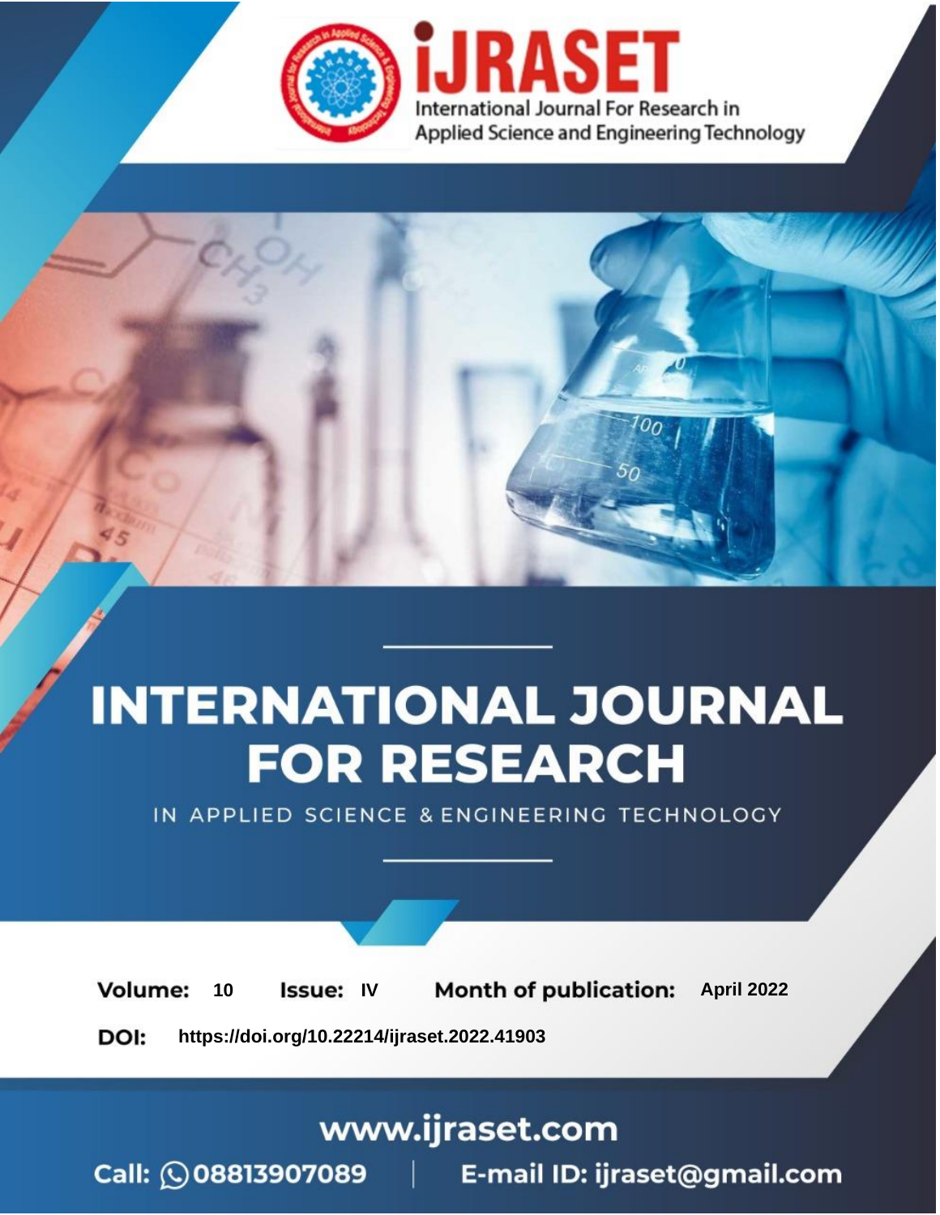iJRASET

International Journal For Research in Applied Science and Engineering Technology

# INTERNATIONAL JOURNAL FOR RESEARCH

IN APPLIED SCIENCE & ENGINEERING TECHNOLOGY

**Volume:** 10 **Issue:** IV **Month of publication:** April 2022

**DOI:** https://doi.org/10.22214/ijraset.2022.41903

www.ijraset.com

Call: 08813907089 | E-mail ID: ijraset@gmail.com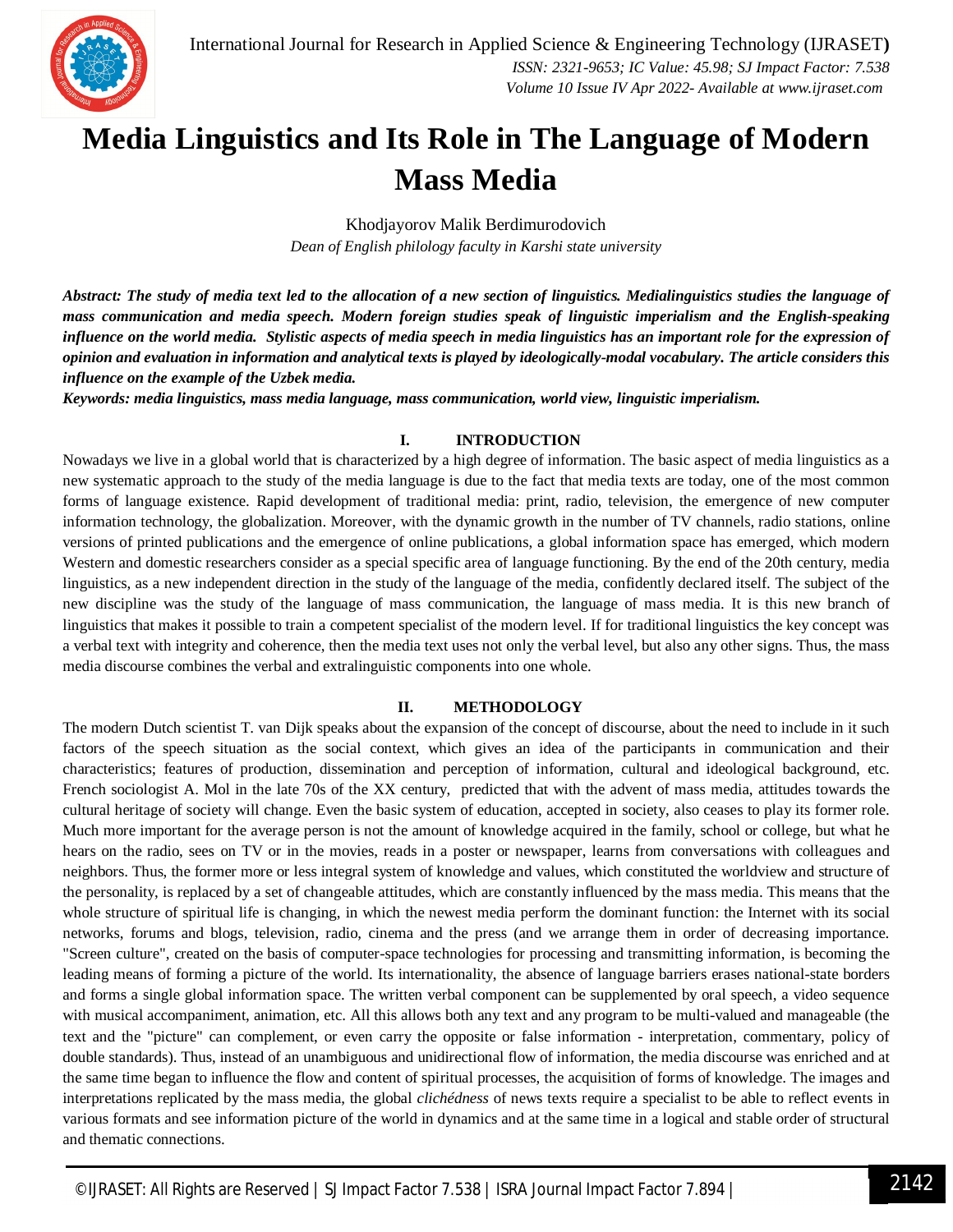# Media Linguistics and Its Role in The Language of Modern Mass Media

Khodjayorov Malik Berdimurodovich

*Dean of English philology faculty in Karshi state university*

***Abstract:** The study of media text led to the allocation of a new section of linguistics. Medialinguistics studies the language of mass communication and media speech. Modern foreign studies speak of linguistic imperialism and the English-speaking influence on the world media. Stylistic aspects of media speech in media linguistics has an important role for the expression of opinion and evaluation in information and analytical texts is played by ideologically-modal vocabulary. The article considers this influence on the example of the Uzbek media.*

***Keywords:** media linguistics, mass media language, mass communication, world view, linguistic imperialism.*

## I. INTRODUCTION

Nowadays we live in a global world that is characterized by a high degree of information. The basic aspect of media linguistics as a new systematic approach to the study of the media language is due to the fact that media texts are today, one of the most common forms of language existence. Rapid development of traditional media: print, radio, television, the emergence of new computer information technology, the globalization. Moreover, with the dynamic growth in the number of TV channels, radio stations, online versions of printed publications and the emergence of online publications, a global information space has emerged, which modern Western and domestic researchers consider as a special specific area of language functioning. By the end of the 20th century, media linguistics, as a new independent direction in the study of the language of the media, confidently declared itself. The subject of the new discipline was the study of the language of mass communication, the language of mass media. It is this new branch of linguistics that makes it possible to train a competent specialist of the modern level. If for traditional linguistics the key concept was a verbal text with integrity and coherence, then the media text uses not only the verbal level, but also any other signs. Thus, the mass media discourse combines the verbal and extralinguistic components into one whole.

## II. METHODOLOGY

The modern Dutch scientist T. van Dijk speaks about the expansion of the concept of discourse, about the need to include in it such factors of the speech situation as the social context, which gives an idea of the participants in communication and their characteristics; features of production, dissemination and perception of information, cultural and ideological background, etc. French sociologist A. Mol in the late 70s of the XX century, predicted that with the advent of mass media, attitudes towards the cultural heritage of society will change. Even the basic system of education, accepted in society, also ceases to play its former role. Much more important for the average person is not the amount of knowledge acquired in the family, school or college, but what he hears on the radio, sees on TV or in the movies, reads in a poster or newspaper, learns from conversations with colleagues and neighbors. Thus, the former more or less integral system of knowledge and values, which constituted the worldview and structure of the personality, is replaced by a set of changeable attitudes, which are constantly influenced by the mass media. This means that the whole structure of spiritual life is changing, in which the newest media perform the dominant function: the Internet with its social networks, forums and blogs, television, radio, cinema and the press (and we arrange them in order of decreasing importance. "Screen culture", created on the basis of computer-space technologies for processing and transmitting information, is becoming the leading means of forming a picture of the world. Its internationality, the absence of language barriers erases national-state borders and forms a single global information space. The written verbal component can be supplemented by oral speech, a video sequence with musical accompaniment, animation, etc. All this allows both any text and any program to be multi-valued and manageable (the text and the "picture" can complement, or even carry the opposite or false information - interpretation, commentary, policy of double standards). Thus, instead of an unambiguous and unidirectional flow of information, the media discourse was enriched and at the same time began to influence the flow and content of spiritual processes, the acquisition of forms of knowledge. The images and interpretations replicated by the mass media, the global *clichédness* of news texts require a specialist to be able to reflect events in various formats and see information picture of the world in dynamics and at the same time in a logical and stable order of structural and thematic connections.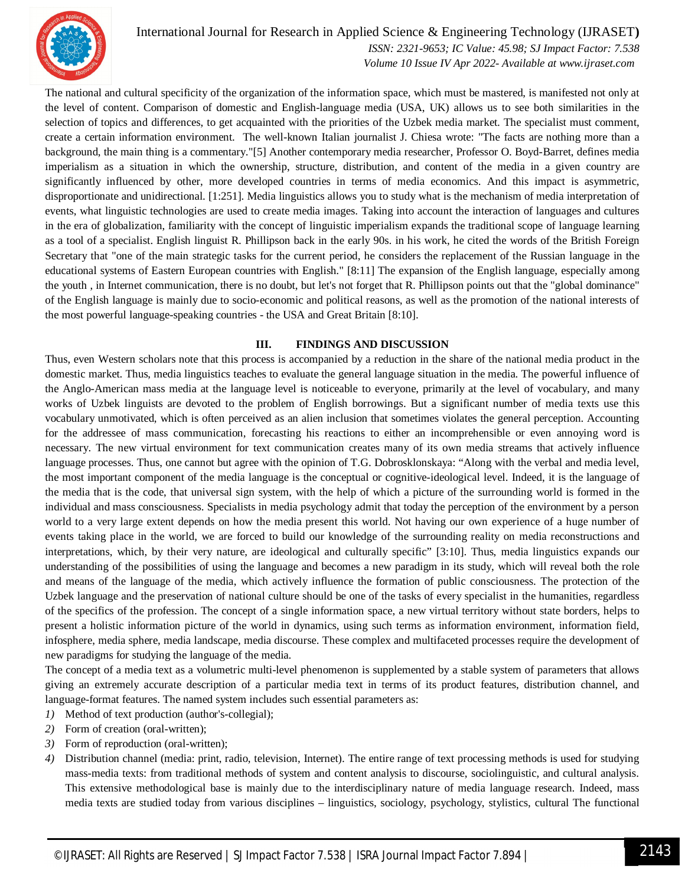The national and cultural specificity of the organization of the information space, which must be mastered, is manifested not only at the level of content. Comparison of domestic and English-language media (USA, UK) allows us to see both similarities in the selection of topics and differences, to get acquainted with the priorities of the Uzbek media market. The specialist must comment, create a certain information environment. The well-known Italian journalist J. Chiesa wrote: "The facts are nothing more than a background, the main thing is a commentary."[5] Another contemporary media researcher, Professor O. Boyd-Barret, defines media imperialism as a situation in which the ownership, structure, distribution, and content of the media in a given country are significantly influenced by other, more developed countries in terms of media economics. And this impact is asymmetric, disproportionate and unidirectional. [1:251]. Media linguistics allows you to study what is the mechanism of media interpretation of events, what linguistic technologies are used to create media images. Taking into account the interaction of languages and cultures in the era of globalization, familiarity with the concept of linguistic imperialism expands the traditional scope of language learning as a tool of a specialist. English linguist R. Phillipson back in the early 90s. in his work, he cited the words of the British Foreign Secretary that "one of the main strategic tasks for the current period, he considers the replacement of the Russian language in the educational systems of Eastern European countries with English." [8:11] The expansion of the English language, especially among the youth , in Internet communication, there is no doubt, but let's not forget that R. Phillipson points out that the "global dominance" of the English language is mainly due to socio-economic and political reasons, as well as the promotion of the national interests of the most powerful language-speaking countries - the USA and Great Britain [8:10].

## III. FINDINGS AND DISCUSSION

Thus, even Western scholars note that this process is accompanied by a reduction in the share of the national media product in the domestic market. Thus, media linguistics teaches to evaluate the general language situation in the media. The powerful influence of the Anglo-American mass media at the language level is noticeable to everyone, primarily at the level of vocabulary, and many works of Uzbek linguists are devoted to the problem of English borrowings. But a significant number of media texts use this vocabulary unmotivated, which is often perceived as an alien inclusion that sometimes violates the general perception. Accounting for the addressee of mass communication, forecasting his reactions to either an incomprehensible or even annoying word is necessary. The new virtual environment for text communication creates many of its own media streams that actively influence language processes. Thus, one cannot but agree with the opinion of T.G. Dobrosklonskaya: "Along with the verbal and media level, the most important component of the media language is the conceptual or cognitive-ideological level. Indeed, it is the language of the media that is the code, that universal sign system, with the help of which a picture of the surrounding world is formed in the individual and mass consciousness. Specialists in media psychology admit that today the perception of the environment by a person world to a very large extent depends on how the media present this world. Not having our own experience of a huge number of events taking place in the world, we are forced to build our knowledge of the surrounding reality on media reconstructions and interpretations, which, by their very nature, are ideological and culturally specific" [3:10]. Thus, media linguistics expands our understanding of the possibilities of using the language and becomes a new paradigm in its study, which will reveal both the role and means of the language of the media, which actively influence the formation of public consciousness. The protection of the Uzbek language and the preservation of national culture should be one of the tasks of every specialist in the humanities, regardless of the specifics of the profession. The concept of a single information space, a new virtual territory without state borders, helps to present a holistic information picture of the world in dynamics, using such terms as information environment, information field, infosphere, media sphere, media landscape, media discourse. These complex and multifaceted processes require the development of new paradigms for studying the language of the media.

The concept of a media text as a volumetric multi-level phenomenon is supplemented by a stable system of parameters that allows giving an extremely accurate description of a particular media text in terms of its product features, distribution channel, and language-format features. The named system includes such essential parameters as:

1) Method of text production (author's-collegial);
2) Form of creation (oral-written);
3) Form of reproduction (oral-written);
4) Distribution channel (media: print, radio, television, Internet). The entire range of text processing methods is used for studying mass-media texts: from traditional methods of system and content analysis to discourse, sociolinguistic, and cultural analysis. This extensive methodological base is mainly due to the interdisciplinary nature of media language research. Indeed, mass media texts are studied today from various disciplines – linguistics, sociology, psychology, stylistics, cultural The functional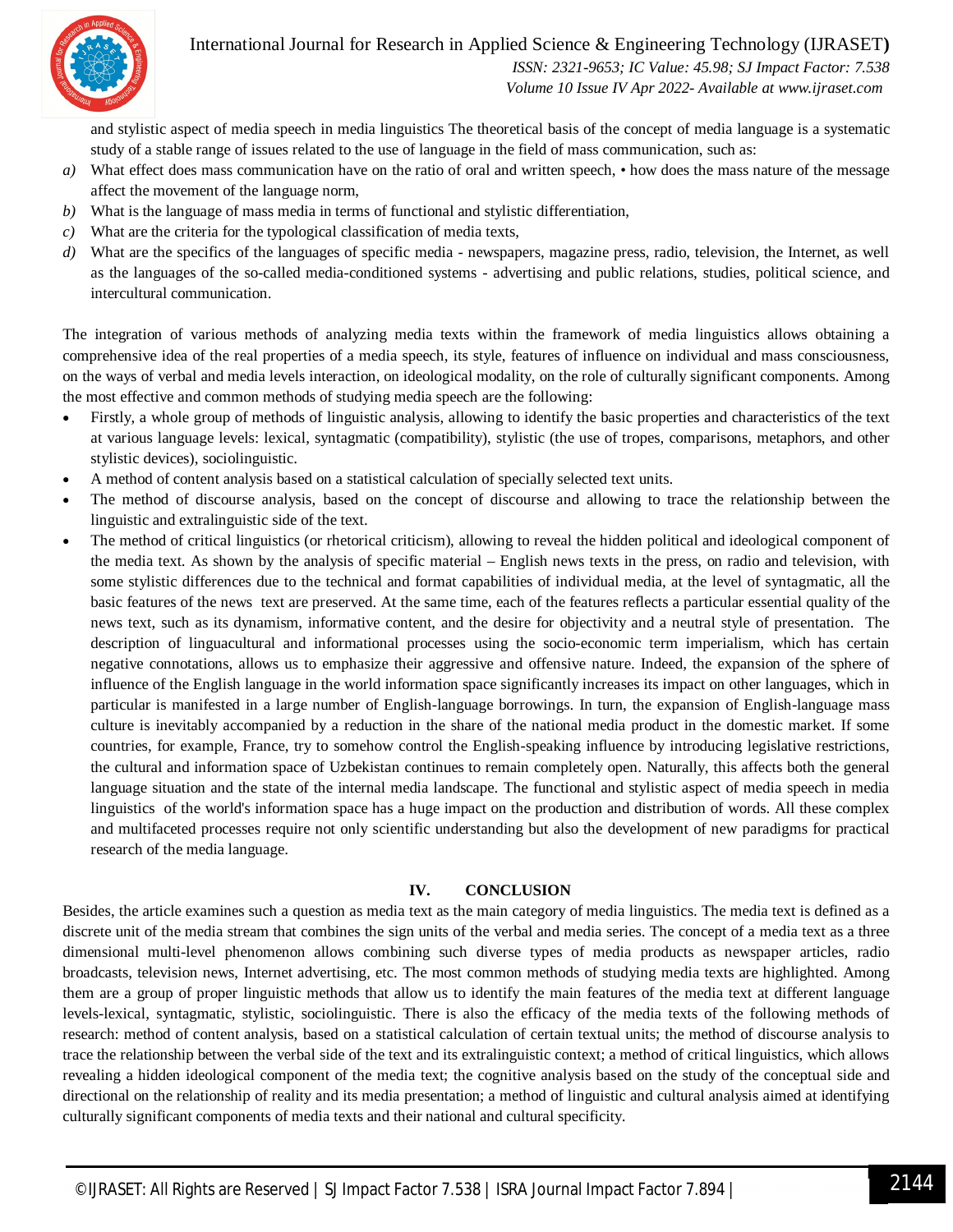and stylistic aspect of media speech in media linguistics The theoretical basis of the concept of media language is a systematic study of a stable range of issues related to the use of language in the field of mass communication, such as:

*a)* What effect does mass communication have on the ratio of oral and written speech, • how does the mass nature of the message affect the movement of the language norm,

*b)* What is the language of mass media in terms of functional and stylistic differentiation,

*c)* What are the criteria for the typological classification of media texts,

*d)* What are the specifics of the languages of specific media - newspapers, magazine press, radio, television, the Internet, as well as the languages of the so-called media-conditioned systems - advertising and public relations, studies, political science, and intercultural communication.

The integration of various methods of analyzing media texts within the framework of media linguistics allows obtaining a comprehensive idea of the real properties of a media speech, its style, features of influence on individual and mass consciousness, on the ways of verbal and media levels interaction, on ideological modality, on the role of culturally significant components. Among the most effective and common methods of studying media speech are the following:

- Firstly, a whole group of methods of linguistic analysis, allowing to identify the basic properties and characteristics of the text at various language levels: lexical, syntagmatic (compatibility), stylistic (the use of tropes, comparisons, metaphors, and other stylistic devices), sociolinguistic.
- A method of content analysis based on a statistical calculation of specially selected text units.
- The method of discourse analysis, based on the concept of discourse and allowing to trace the relationship between the linguistic and extralinguistic side of the text.
- The method of critical linguistics (or rhetorical criticism), allowing to reveal the hidden political and ideological component of the media text. As shown by the analysis of specific material – English news texts in the press, on radio and television, with some stylistic differences due to the technical and format capabilities of individual media, at the level of syntagmatic, all the basic features of the news text are preserved. At the same time, each of the features reflects a particular essential quality of the news text, such as its dynamism, informative content, and the desire for objectivity and a neutral style of presentation. The description of linguacultural and informational processes using the socio-economic term imperialism, which has certain negative connotations, allows us to emphasize their aggressive and offensive nature. Indeed, the expansion of the sphere of influence of the English language in the world information space significantly increases its impact on other languages, which in particular is manifested in a large number of English-language borrowings. In turn, the expansion of English-language mass culture is inevitably accompanied by a reduction in the share of the national media product in the domestic market. If some countries, for example, France, try to somehow control the English-speaking influence by introducing legislative restrictions, the cultural and information space of Uzbekistan continues to remain completely open. Naturally, this affects both the general language situation and the state of the internal media landscape. The functional and stylistic aspect of media speech in media linguistics of the world's information space has a huge impact on the production and distribution of words. All these complex and multifaceted processes require not only scientific understanding but also the development of new paradigms for practical research of the media language.

## IV. CONCLUSION

Besides, the article examines such a question as media text as the main category of media linguistics. The media text is defined as a discrete unit of the media stream that combines the sign units of the verbal and media series. The concept of a media text as a three dimensional multi-level phenomenon allows combining such diverse types of media products as newspaper articles, radio broadcasts, television news, Internet advertising, etc. The most common methods of studying media texts are highlighted. Among them are a group of proper linguistic methods that allow us to identify the main features of the media text at different language levels-lexical, syntagmatic, stylistic, sociolinguistic. There is also the efficacy of the media texts of the following methods of research: method of content analysis, based on a statistical calculation of certain textual units; the method of discourse analysis to trace the relationship between the verbal side of the text and its extralinguistic context; a method of critical linguistics, which allows revealing a hidden ideological component of the media text; the cognitive analysis based on the study of the conceptual side and directional on the relationship of reality and its media presentation; a method of linguistic and cultural analysis aimed at identifying culturally significant components of media texts and their national and cultural specificity.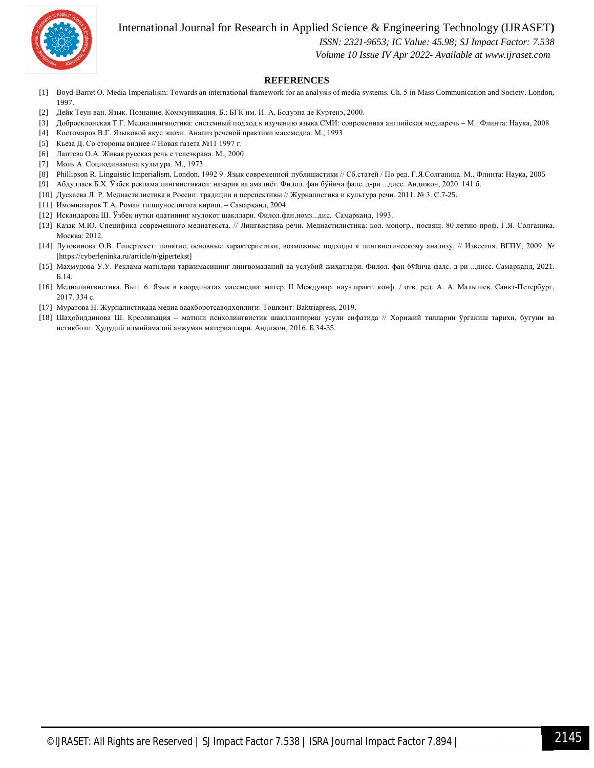## REFERENCES

[1] Boyd-Barret O. Media Imperialism: Towards an international framework for an analysis of media systems. Ch. 5 in Mass Communication and Society. London, 1997.

[2] Дейк Теун ван. Язык. Познание. Коммуникация. Б.: БГК им. И. А. Бодуэна де Куртенэ, 2000.

[3] Добросклонская Т.Г. Медиалингвистика: системный подход к изучению языка СМИ: современная английская медиаречь – М.: Флинта: Наука, 2008

[4] Костомаров В.Г. Языковой вкус эпохи. Анализ речевой практики массмедиа. М., 1993

[5] Кьеза Д. Со стороны виднее // Новая газета №11 1997 г.

[6] Лаптева О.А. Живая русская речь с телеэкрана. М., 2000

[7] Моль А. Социодинамика культура. М., 1973

[8] Phillipson R. Linguistic Imperialism. London, 1992 9. Язык современной публицистики // Сб.статей / По ред. Г.Я.Солганика. М., Флинта: Наука, 2005

[9] Абдуллаев Б.Х. Ўзбек реклама лингвистикаси: назария ва амалиёт. Филол. фан бўйича фалс. д-ри ...дисс. Андижон, 2020. 141 б.

[10] Дускаева Л. Р. Медиастилистика в России: традиции и перспективы // Журналистика и культура речи. 2011. № 3. С.7-25.

[11] Имомназаров Т.А. Роман тилшунослигига кириш. – Самарқанд, 2004.

[12] Искандарова Ш. Ўзбек нутқи одатининг мулоқот шакллари. Филол.фан.номз...дис. Самарқанд, 1993.

[13] Казак М.Ю. Специфика современного медиатекста. // Лингвистика речи. Медиастилистика: кол. моногр., посвящ. 80-летию проф. Г.Я. Солганика. Москва: 2012.

[14] Лутовинова О.В. Гипертекст: понятие, основные характеристики, возможные подходы к лингвистическому анализу. // Известия. ВГПУ, 2009. № [https://cyberleninka.ru/article/n/gipertekst]

[15] Маҳмудова У.У. Реклама матнлари таржимасининг лингвомаданий ва услубий жиҳатлари. Филол. фан бўйича фалс. д-ри ...дисс. Самарқанд, 2021. Б.14.

[16] Медиалингвистика. Вып. 6. Язык в координатах массмедиа: матер. II Междунар. науч.практ. конф. / отв. ред. А. А. Малышев. Санкт-Петербург, 2017. 334 с.

[17] Муратова Н. Журналистикада медиа ваахборотсаводхонлиги. Тошкент: Baktriapress, 2019.

[18] Шаҳобиддинова Ш. Креолизация – матнни психолингвистик шакллантириш усули сифатида // Хорижий тилларни ўрганиш тарихи, бугуни ва истиқболи. Ҳудудий илмийамалий анжуман материаллари. Андижон, 2016. Б.34-35.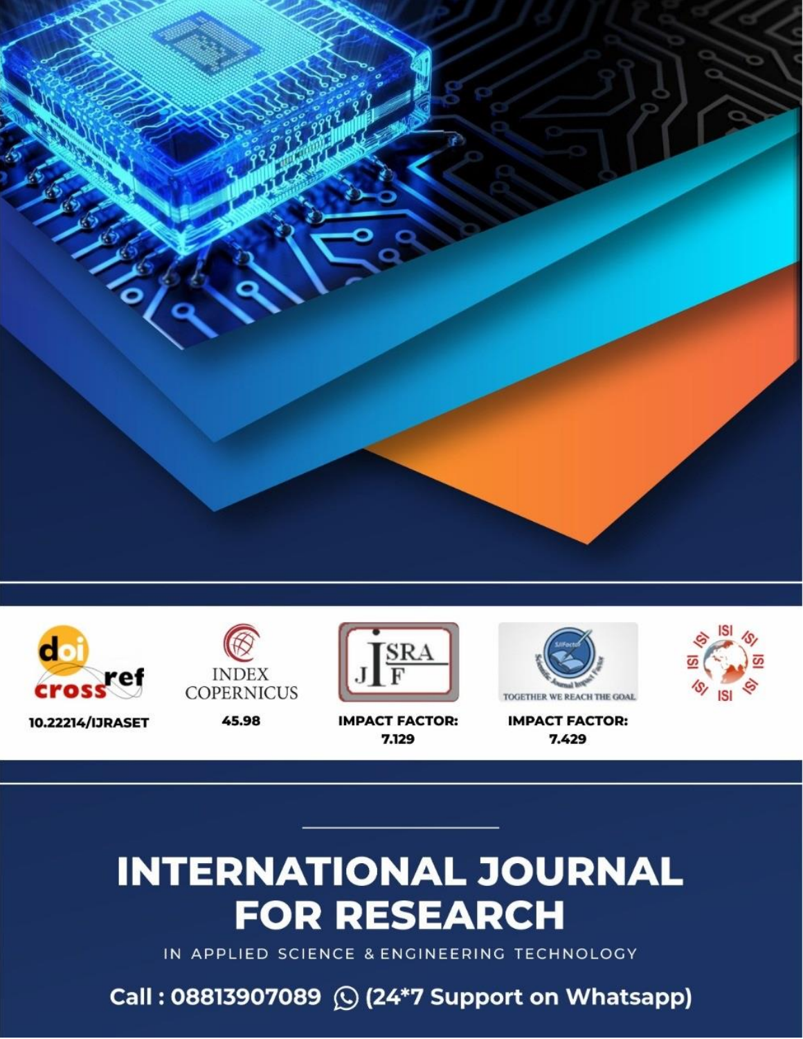10.22214/IJRASET

INDEX COPERNICUS

45.98

IMPACT FACTOR: 7.129

IMPACT FACTOR: 7.429

# INTERNATIONAL JOURNAL FOR RESEARCH

IN APPLIED SCIENCE & ENGINEERING TECHNOLOGY

Call : 08813907089 (24*7 Support on Whatsapp)